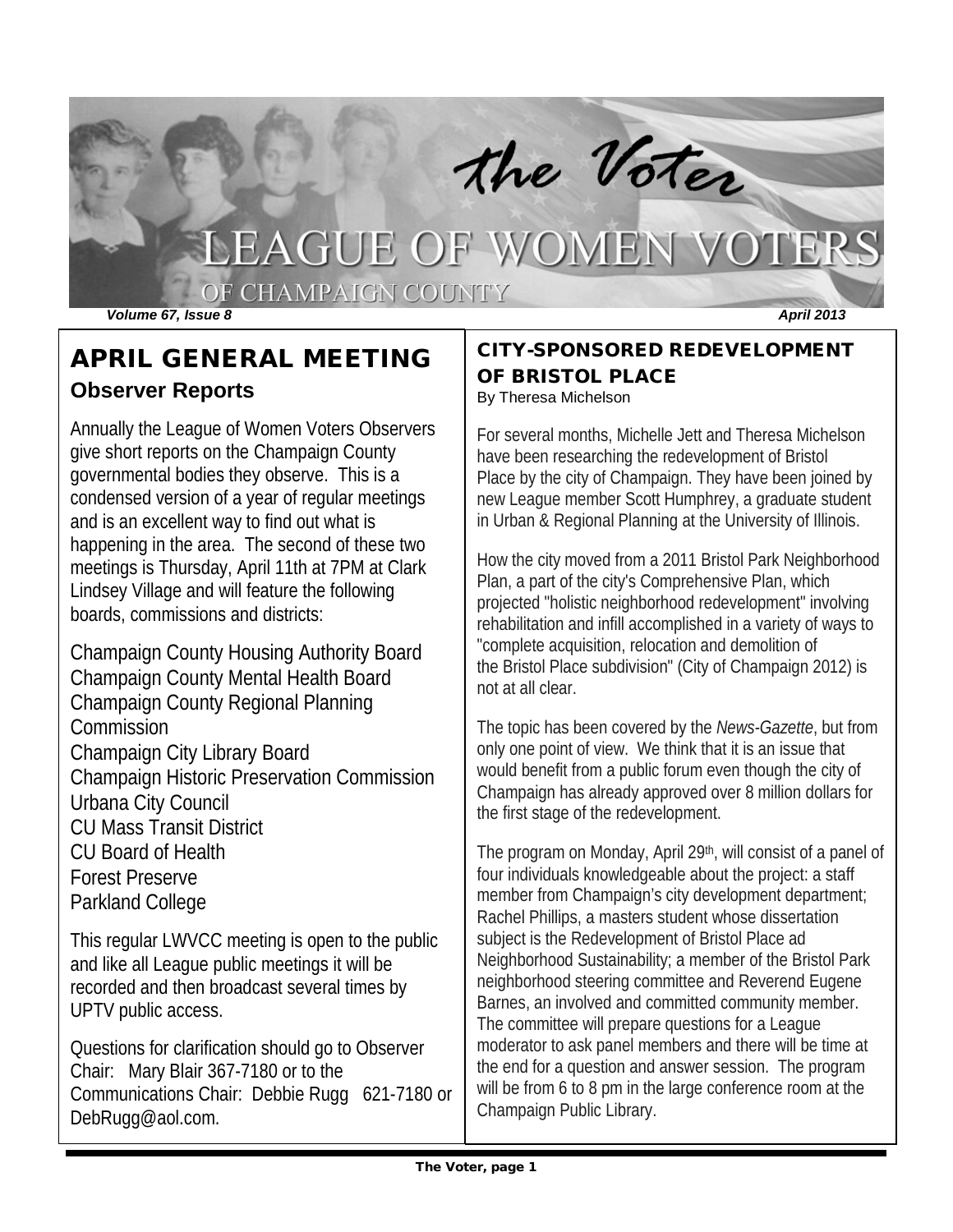# the Voter

# LEAGUE OF WOMEN VOTERS

## OF CHAMPAIGN COUNTY

*Volume 67, Issue 8* *April 2013*

## APRIL GENERAL MEETING

### Observer Reports

Annually the League of Women Voters Observers give short reports on the Champaign County governmental bodies they observe. This is a condensed version of a year of regular meetings and is an excellent way to find out what is happening in the area. The second of these two meetings is Thursday, April 11th at 7PM at Clark Lindsey Village and will feature the following boards, commissions and districts:

Champaign County Housing Authority Board
Champaign County Mental Health Board
Champaign County Regional Planning Commission
Champaign City Library Board
Champaign Historic Preservation Commission
Urbana City Council
CU Mass Transit District
CU Board of Health
Forest Preserve
Parkland College

This regular LWVCC meeting is open to the public and like all League public meetings it will be recorded and then broadcast several times by UPTV public access.

Questions for clarification should go to Observer Chair: Mary Blair 367-7180 or to the Communications Chair: Debbie Rugg 621-7180 or DebRugg@aol.com.

## CITY-SPONSORED REDEVELOPMENT OF BRISTOL PLACE

By Theresa Michelson

For several months, Michelle Jett and Theresa Michelson have been researching the redevelopment of Bristol Place by the city of Champaign. They have been joined by new League member Scott Humphrey, a graduate student in Urban & Regional Planning at the University of Illinois.

How the city moved from a 2011 Bristol Park Neighborhood Plan, a part of the city's Comprehensive Plan, which projected "holistic neighborhood redevelopment" involving rehabilitation and infill accomplished in a variety of ways to "complete acquisition, relocation and demolition of the Bristol Place subdivision" (City of Champaign 2012) is not at all clear.

The topic has been covered by the *News-Gazette*, but from only one point of view. We think that it is an issue that would benefit from a public forum even though the city of Champaign has already approved over 8 million dollars for the first stage of the redevelopment.

The program on Monday, April 29th, will consist of a panel of four individuals knowledgeable about the project: a staff member from Champaign's city development department; Rachel Phillips, a masters student whose dissertation subject is the Redevelopment of Bristol Place ad Neighborhood Sustainability; a member of the Bristol Park neighborhood steering committee and Reverend Eugene Barnes, an involved and committed community member. The committee will prepare questions for a League moderator to ask panel members and there will be time at the end for a question and answer session. The program will be from 6 to 8 pm in the large conference room at the Champaign Public Library.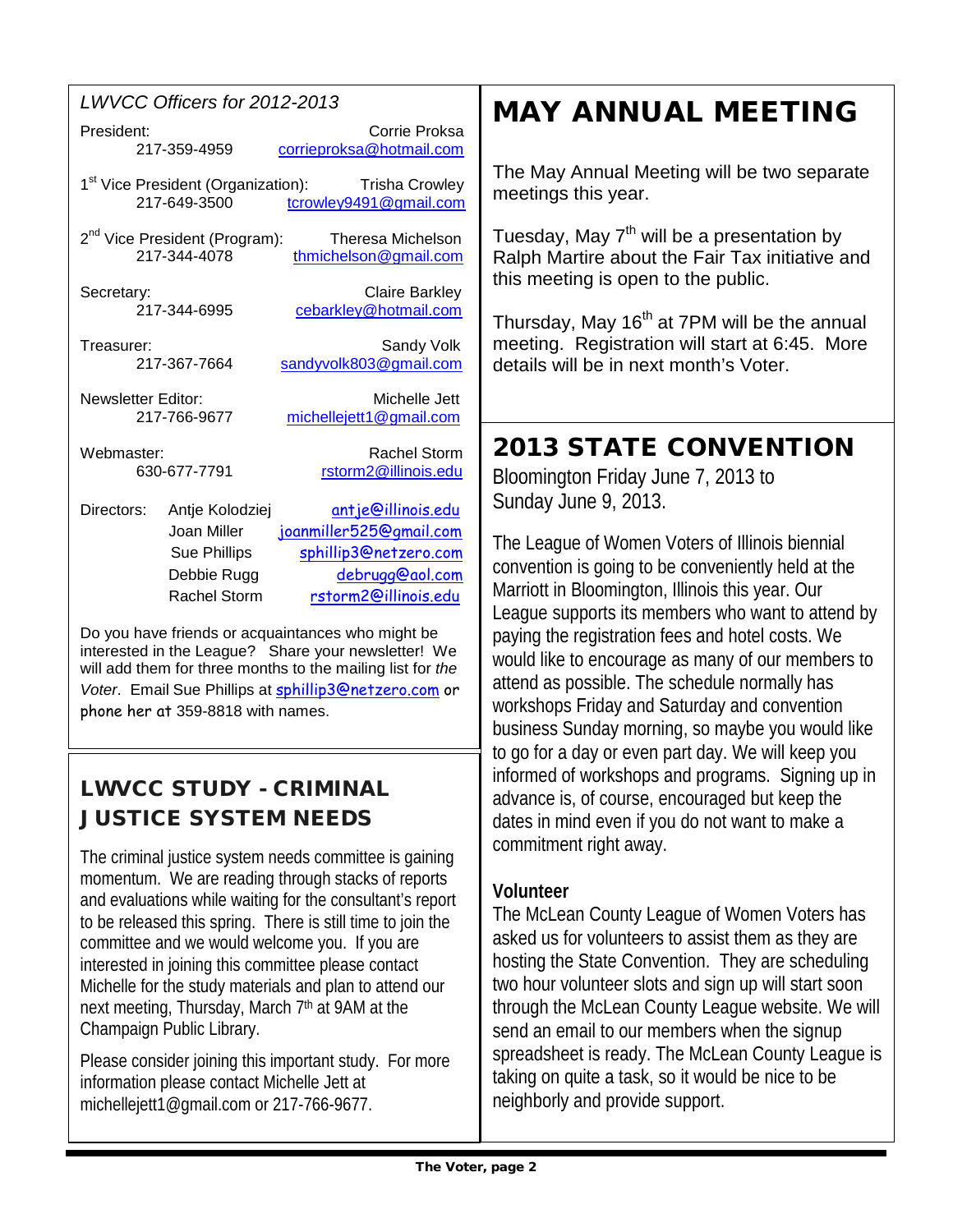*LWVCC Officers for 2012-2013*

President: Corrie Proksa
217-359-4959 corrieproksa@hotmail.com

1st Vice President (Organization): Trisha Crowley
217-649-3500 tcrowley9491@gmail.com

2nd Vice President (Program): Theresa Michelson
217-344-4078 thmichelson@gmail.com

Secretary: Claire Barkley
217-344-6995 cebarkley@hotmail.com

Treasurer: Sandy Volk
217-367-7664 sandyvolk803@gmail.com

Newsletter Editor: Michelle Jett
217-766-9677 michellejett1@gmail.com

Webmaster: Rachel Storm
630-677-7791 rstorm2@illinois.edu

Directors:
- Antje Kolodziej antje@illinois.edu
- Joan Miller joanmiller525@gmail.com
- Sue Phillips sphillip3@netzero.com
- Debbie Rugg debrugg@aol.com
- Rachel Storm rstorm2@illinois.edu

Do you have friends or acquaintances who might be interested in the League? Share your newsletter! We will add them for three months to the mailing list for *the Voter*. Email Sue Phillips at sphillip3@netzero.com or phone her at 359-8818 with names.

## LWVCC STUDY - CRIMINAL JUSTICE SYSTEM NEEDS

The criminal justice system needs committee is gaining momentum. We are reading through stacks of reports and evaluations while waiting for the consultant's report to be released this spring. There is still time to join the committee and we would welcome you. If you are interested in joining this committee please contact Michelle for the study materials and plan to attend our next meeting, Thursday, March 7th at 9AM at the Champaign Public Library.

Please consider joining this important study. For more information please contact Michelle Jett at michellejett1@gmail.com or 217-766-9677.

# MAY ANNUAL MEETING

The May Annual Meeting will be two separate meetings this year.

Tuesday, May 7th will be a presentation by Ralph Martire about the Fair Tax initiative and this meeting is open to the public.

Thursday, May 16th at 7PM will be the annual meeting. Registration will start at 6:45. More details will be in next month's Voter.

## 2013 STATE CONVENTION

Bloomington Friday June 7, 2013 to Sunday June 9, 2013.

The League of Women Voters of Illinois biennial convention is going to be conveniently held at the Marriott in Bloomington, Illinois this year. Our League supports its members who want to attend by paying the registration fees and hotel costs. We would like to encourage as many of our members to attend as possible. The schedule normally has workshops Friday and Saturday and convention business Sunday morning, so maybe you would like to go for a day or even part day. We will keep you informed of workshops and programs. Signing up in advance is, of course, encouraged but keep the dates in mind even if you do not want to make a commitment right away.

### Volunteer

The McLean County League of Women Voters has asked us for volunteers to assist them as they are hosting the State Convention. They are scheduling two hour volunteer slots and sign up will start soon through the McLean County League website. We will send an email to our members when the signup spreadsheet is ready. The McLean County League is taking on quite a task, so it would be nice to be neighborly and provide support.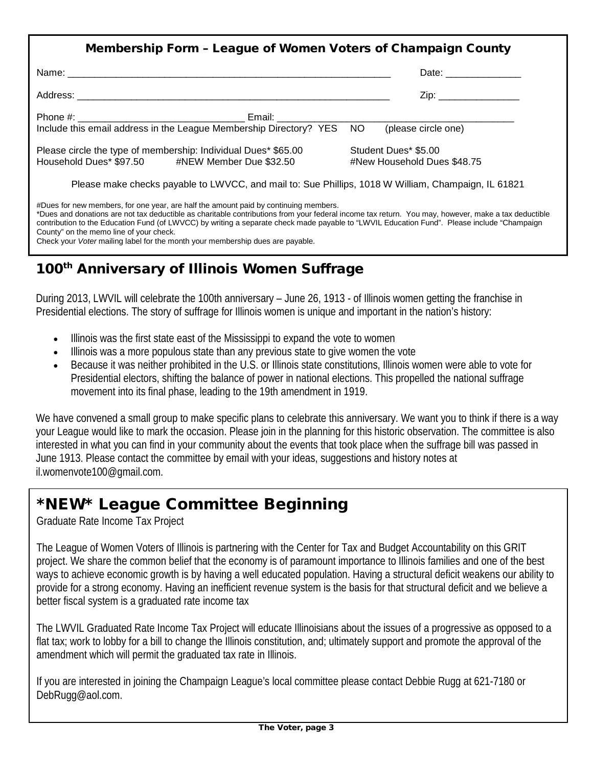## Membership Form – League of Women Voters of Champaign County

Name: ______________________________________________________________ Date: ______________

Address: ____________________________________________________________ Zip: _______________

Phone #: _______________________________ Email: ____________________________________________

Include this email address in the League Membership Directory? YES NO (please circle one)

Please circle the type of membership: Individual Dues* $65.00 Student Dues* $5.00

Household Dues* $97.50 #NEW Member Due $32.50 #New Household Dues $48.75

Please make checks payable to LWVCC, and mail to: Sue Phillips, 1018 W William, Champaign, IL 61821

#Dues for new members, for one year, are half the amount paid by continuing members.

*Dues and donations are not tax deductible as charitable contributions from your federal income tax return. You may, however, make a tax deductible contribution to the Education Fund (of LWVCC) by writing a separate check made payable to "LWVIL Education Fund". Please include "Champaign County" on the memo line of your check.

Check your *Voter* mailing label for the month your membership dues are payable.

## 100th Anniversary of Illinois Women Suffrage

During 2013, LWVIL will celebrate the 100th anniversary – June 26, 1913 - of Illinois women getting the franchise in Presidential elections. The story of suffrage for Illinois women is unique and important in the nation's history:

- Illinois was the first state east of the Mississippi to expand the vote to women
- Illinois was a more populous state than any previous state to give women the vote
- Because it was neither prohibited in the U.S. or Illinois state constitutions, Illinois women were able to vote for Presidential electors, shifting the balance of power in national elections. This propelled the national suffrage movement into its final phase, leading to the 19th amendment in 1919.

We have convened a small group to make specific plans to celebrate this anniversary. We want you to think if there is a way your League would like to mark the occasion. Please join in the planning for this historic observation. The committee is also interested in what you can find in your community about the events that took place when the suffrage bill was passed in June 1913. Please contact the committee by email with your ideas, suggestions and history notes at il.womenvote100@gmail.com.

## *NEW* League Committee Beginning

Graduate Rate Income Tax Project

The League of Women Voters of Illinois is partnering with the Center for Tax and Budget Accountability on this GRIT project. We share the common belief that the economy is of paramount importance to Illinois families and one of the best ways to achieve economic growth is by having a well educated population. Having a structural deficit weakens our ability to provide for a strong economy. Having an inefficient revenue system is the basis for that structural deficit and we believe a better fiscal system is a graduated rate income tax

The LWVIL Graduated Rate Income Tax Project will educate Illinoisians about the issues of a progressive as opposed to a flat tax; work to lobby for a bill to change the Illinois constitution, and; ultimately support and promote the approval of the amendment which will permit the graduated tax rate in Illinois.

If you are interested in joining the Champaign League's local committee please contact Debbie Rugg at 621-7180 or DebRugg@aol.com.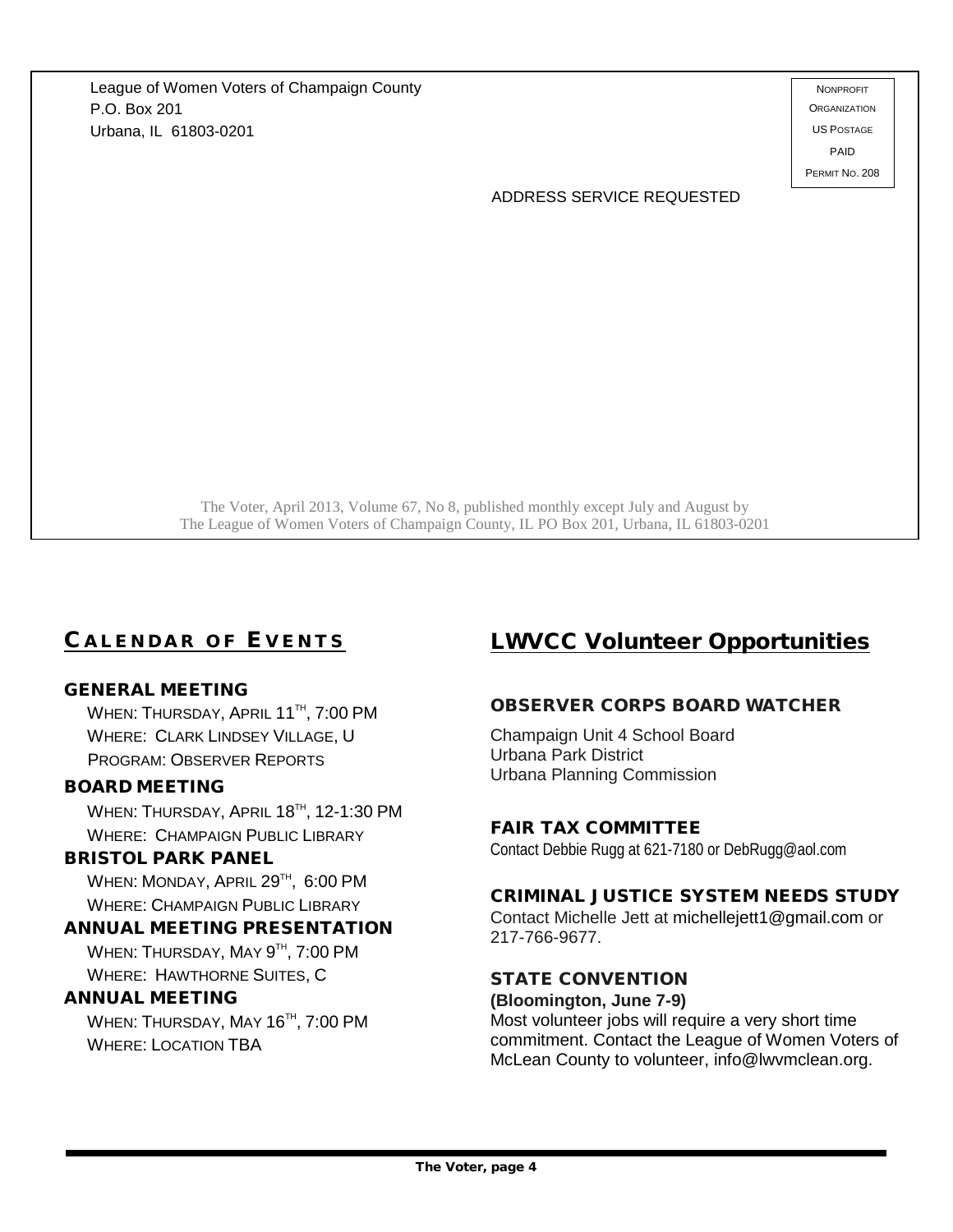League of Women Voters of Champaign County
P.O. Box 201
Urbana, IL 61803-0201

NONPROFIT ORGANIZATION
US POSTAGE
PAID
PERMIT NO. 208

ADDRESS SERVICE REQUESTED

The Voter, April 2013, Volume 67, No 8, published monthly except July and August by The League of Women Voters of Champaign County, IL PO Box 201, Urbana, IL 61803-0201

## CALENDAR OF EVENTS

### GENERAL MEETING

WHEN: THURSDAY, APRIL 11TH, 7:00 PM
WHERE: CLARK LINDSEY VILLAGE, U
PROGRAM: OBSERVER REPORTS

### BOARD MEETING

WHEN: THURSDAY, APRIL 18TH, 12-1:30 PM
WHERE: CHAMPAIGN PUBLIC LIBRARY

### BRISTOL PARK PANEL

WHEN: MONDAY, APRIL 29TH, 6:00 PM
WHERE: CHAMPAIGN PUBLIC LIBRARY

### ANNUAL MEETING PRESENTATION

WHEN: THURSDAY, MAY 9TH, 7:00 PM
WHERE: HAWTHORNE SUITES, C

### ANNUAL MEETING

WHEN: THURSDAY, MAY 16TH, 7:00 PM
WHERE: LOCATION TBA

## LWVCC Volunteer Opportunities

### OBSERVER CORPS BOARD WATCHER

Champaign Unit 4 School Board
Urbana Park District
Urbana Planning Commission

### FAIR TAX COMMITTEE

Contact Debbie Rugg at 621-7180 or DebRugg@aol.com

### CRIMINAL JUSTICE SYSTEM NEEDS STUDY

Contact Michelle Jett at michellejett1@gmail.com or 217-766-9677.

### STATE CONVENTION

**(Bloomington, June 7-9)**

Most volunteer jobs will require a very short time commitment. Contact the League of Women Voters of McLean County to volunteer, info@lwvmclean.org.